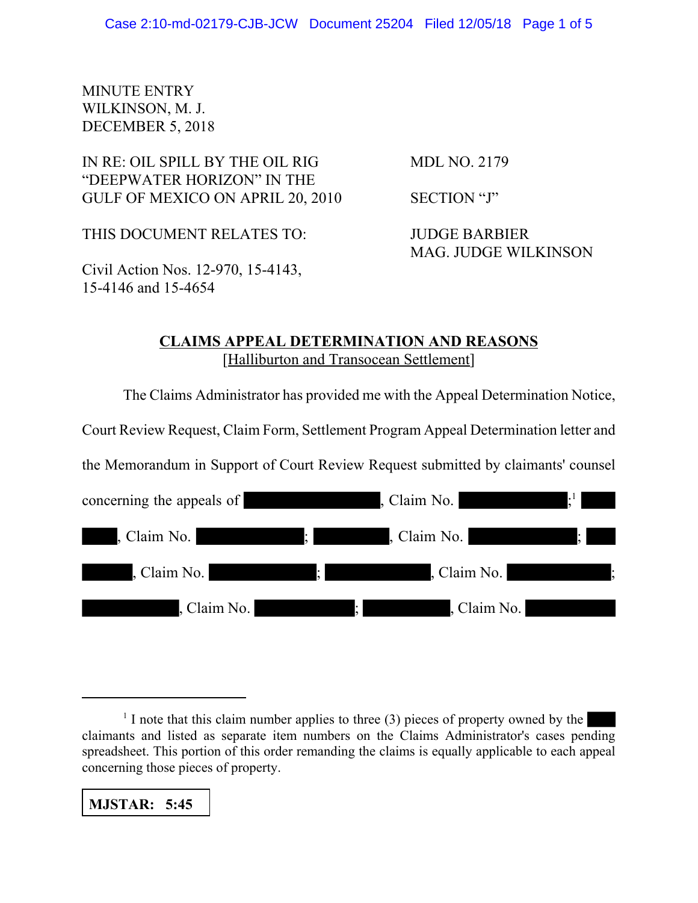MINUTE ENTRY
WILKINSON, M. J.
DECEMBER 5, 2018

IN RE: OIL SPILL BY THE OIL RIG "DEEPWATER HORIZON" IN THE GULF OF MEXICO ON APRIL 20, 2010

MDL NO. 2179

SECTION "J"

THIS DOCUMENT RELATES TO:

Civil Action Nos. 12-970, 15-4143, 15-4146 and 15-4654

JUDGE BARBIER
MAG. JUDGE WILKINSON

## CLAIMS APPEAL DETERMINATION AND REASONS
[Halliburton and Transocean Settlement]

The Claims Administrator has provided me with the Appeal Determination Notice, Court Review Request, Claim Form, Settlement Program Appeal Determination letter and the Memorandum in Support of Court Review Request submitted by claimants' counsel concerning the appeals of ██████████, Claim No. ██████████;[1] ██████████, Claim No. ██████████; ██████████, Claim No. ██████████; ██████████, Claim No. ██████████; ██████████, Claim No. ██████████; ██████████, Claim No. ██████████; ██████████, Claim No. ██████████

---

[1] I note that this claim number applies to three (3) pieces of property owned by the ████ claimants and listed as separate item numbers on the Claims Administrator's cases pending spreadsheet. This portion of this order remanding the claims is equally applicable to each appeal concerning those pieces of property.

**MJSTAR: 5:45**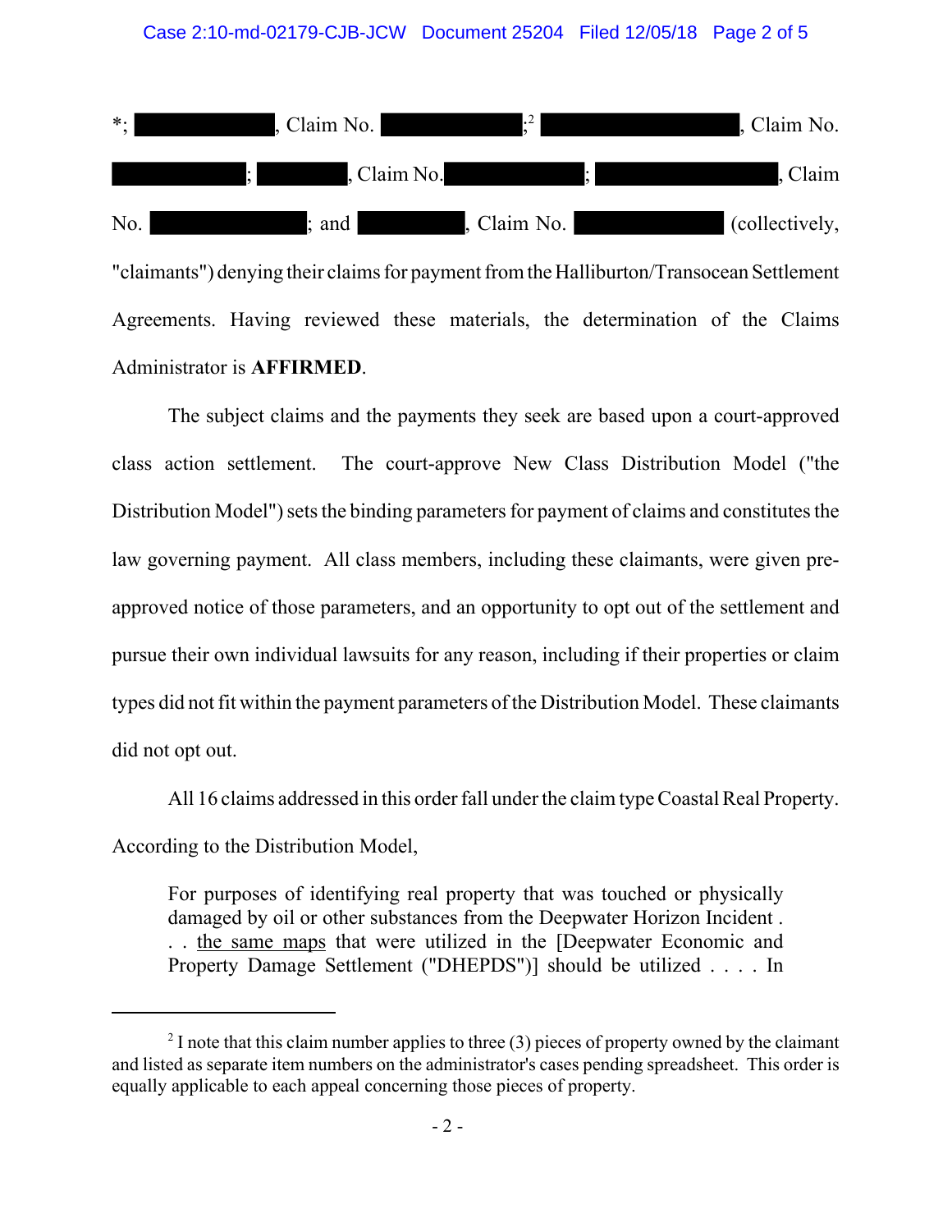*; ██████████, Claim No. ██████████;[2] ██████████████, Claim No. ██████████; ███████, Claim No.██████████; █████████████, Claim No. ███████████; and ████████, Claim No. ███████████ (collectively, "claimants") denying their claims for payment from the Halliburton/Transocean Settlement Agreements. Having reviewed these materials, the determination of the Claims Administrator is **AFFIRMED**.

The subject claims and the payments they seek are based upon a court-approved class action settlement. The court-approve New Class Distribution Model ("the Distribution Model") sets the binding parameters for payment of claims and constitutes the law governing payment. All class members, including these claimants, were given pre-approved notice of those parameters, and an opportunity to opt out of the settlement and pursue their own individual lawsuits for any reason, including if their properties or claim types did not fit within the payment parameters of the Distribution Model. These claimants did not opt out.

All 16 claims addressed in this order fall under the claim type Coastal Real Property. According to the Distribution Model,

> For purposes of identifying real property that was touched or physically damaged by oil or other substances from the Deepwater Horizon Incident . . . <u>the same maps</u> that were utilized in the [Deepwater Economic and Property Damage Settlement ("DHEPDS")] should be utilized . . . . In

---

[2] I note that this claim number applies to three (3) pieces of property owned by the claimant and listed as separate item numbers on the administrator's cases pending spreadsheet. This order is equally applicable to each appeal concerning those pieces of property.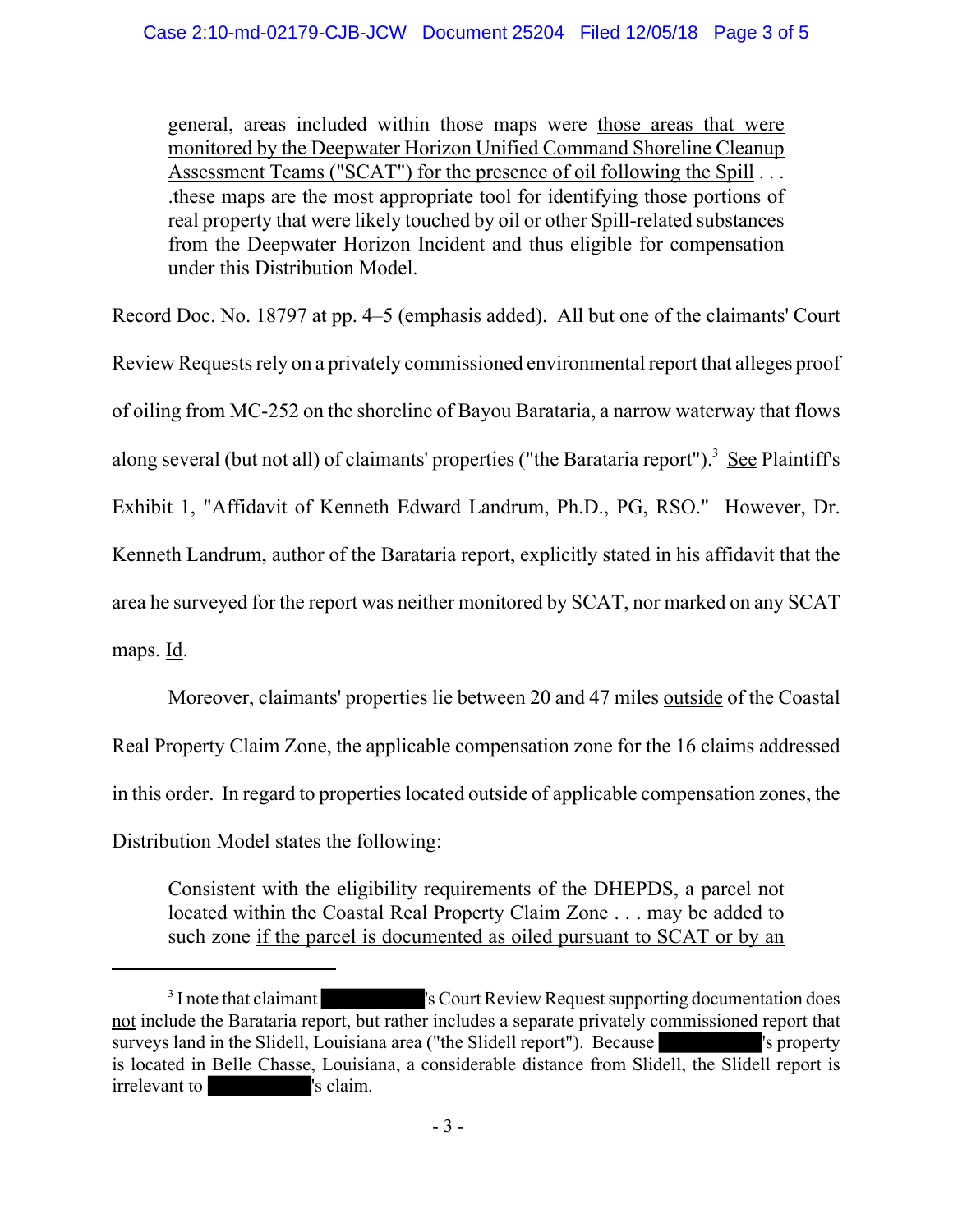> general, areas included within those maps were <u>those areas that were monitored by the Deepwater Horizon Unified Command Shoreline Cleanup Assessment Teams ("SCAT") for the presence of oil following the Spill</u> . . . .these maps are the most appropriate tool for identifying those portions of real property that were likely touched by oil or other Spill-related substances from the Deepwater Horizon Incident and thus eligible for compensation under this Distribution Model.

Record Doc. No. 18797 at pp. 4–5 (emphasis added). All but one of the claimants' Court Review Requests rely on a privately commissioned environmental report that alleges proof of oiling from MC-252 on the shoreline of Bayou Barataria, a narrow waterway that flows along several (but not all) of claimants' properties ("the Barataria report").[3] <u>See</u> Plaintiff's Exhibit 1, "Affidavit of Kenneth Edward Landrum, Ph.D., PG, RSO." However, Dr. Kenneth Landrum, author of the Barataria report, explicitly stated in his affidavit that the area he surveyed for the report was neither monitored by SCAT, nor marked on any SCAT maps. <u>Id</u>.

Moreover, claimants' properties lie between 20 and 47 miles <u>outside</u> of the Coastal Real Property Claim Zone, the applicable compensation zone for the 16 claims addressed in this order. In regard to properties located outside of applicable compensation zones, the Distribution Model states the following:

> Consistent with the eligibility requirements of the DHEPDS, a parcel not located within the Coastal Real Property Claim Zone . . . may be added to such zone <u>if the parcel is documented as oiled pursuant to SCAT or by an</u>

---

[3] I note that claimant [REDACTED]'s Court Review Request supporting documentation does <u>not</u> include the Barataria report, but rather includes a separate privately commissioned report that surveys land in the Slidell, Louisiana area ("the Slidell report"). Because [REDACTED]'s property is located in Belle Chasse, Louisiana, a considerable distance from Slidell, the Slidell report is irrelevant to [REDACTED]'s claim.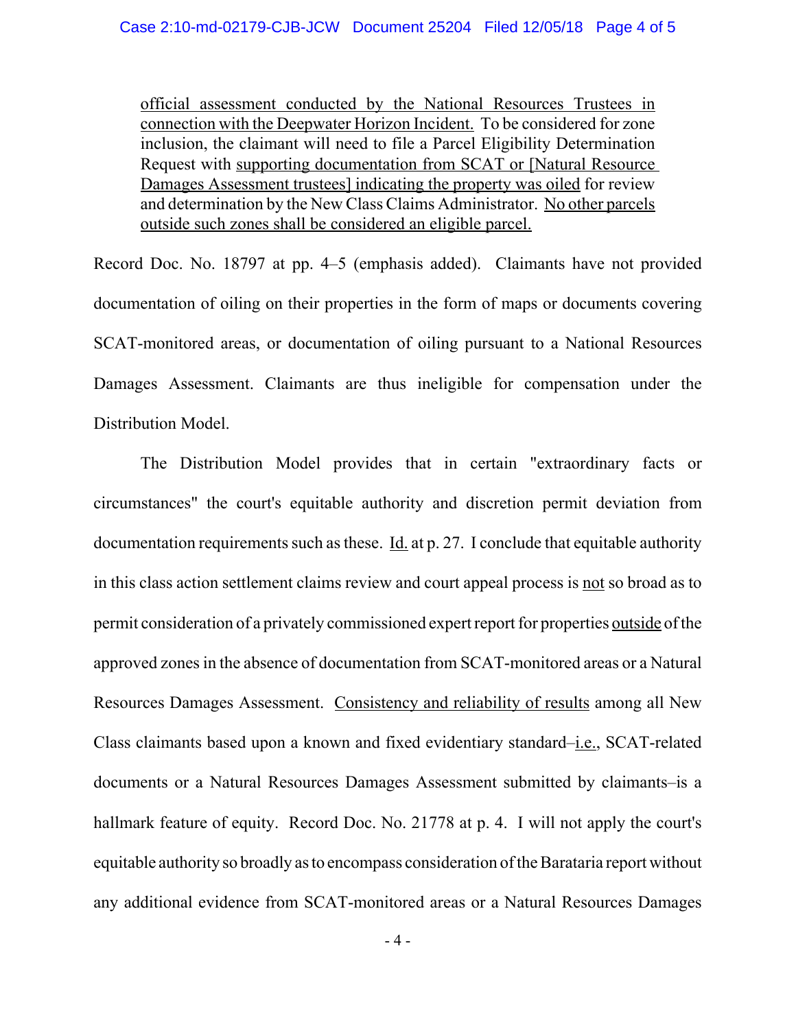> official assessment conducted by the National Resources Trustees in connection with the Deepwater Horizon Incident. To be considered for zone inclusion, the claimant will need to file a Parcel Eligibility Determination Request with supporting documentation from SCAT or [Natural Resource Damages Assessment trustees] indicating the property was oiled for review and determination by the New Class Claims Administrator. No other parcels outside such zones shall be considered an eligible parcel.

Record Doc. No. 18797 at pp. 4–5 (emphasis added). Claimants have not provided documentation of oiling on their properties in the form of maps or documents covering SCAT-monitored areas, or documentation of oiling pursuant to a National Resources Damages Assessment. Claimants are thus ineligible for compensation under the Distribution Model.

The Distribution Model provides that in certain "extraordinary facts or circumstances" the court's equitable authority and discretion permit deviation from documentation requirements such as these. Id. at p. 27. I conclude that equitable authority in this class action settlement claims review and court appeal process is not so broad as to permit consideration of a privately commissioned expert report for properties outside of the approved zones in the absence of documentation from SCAT-monitored areas or a Natural Resources Damages Assessment. Consistency and reliability of results among all New Class claimants based upon a known and fixed evidentiary standard–i.e., SCAT-related documents or a Natural Resources Damages Assessment submitted by claimants–is a hallmark feature of equity. Record Doc. No. 21778 at p. 4. I will not apply the court's equitable authority so broadly as to encompass consideration of the Barataria report without any additional evidence from SCAT-monitored areas or a Natural Resources Damages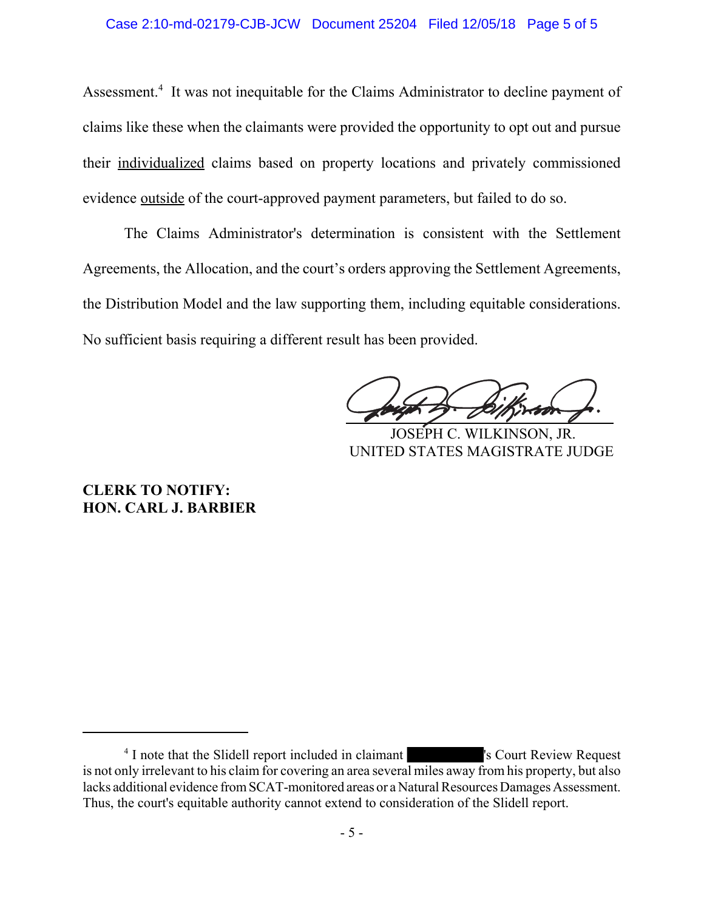Assessment.[4] It was not inequitable for the Claims Administrator to decline payment of claims like these when the claimants were provided the opportunity to opt out and pursue their <u>individualized</u> claims based on property locations and privately commissioned evidence <u>outside</u> of the court-approved payment parameters, but failed to do so.

The Claims Administrator's determination is consistent with the Settlement Agreements, the Allocation, and the court's orders approving the Settlement Agreements, the Distribution Model and the law supporting them, including equitable considerations. No sufficient basis requiring a different result has been provided.

JOSEPH C. WILKINSON, JR.
UNITED STATES MAGISTRATE JUDGE

**CLERK TO NOTIFY:**
**HON. CARL J. BARBIER**

---

[4] I note that the Slidell report included in claimant ██████████'s Court Review Request is not only irrelevant to his claim for covering an area several miles away from his property, but also lacks additional evidence from SCAT-monitored areas or a Natural Resources Damages Assessment. Thus, the court's equitable authority cannot extend to consideration of the Slidell report.